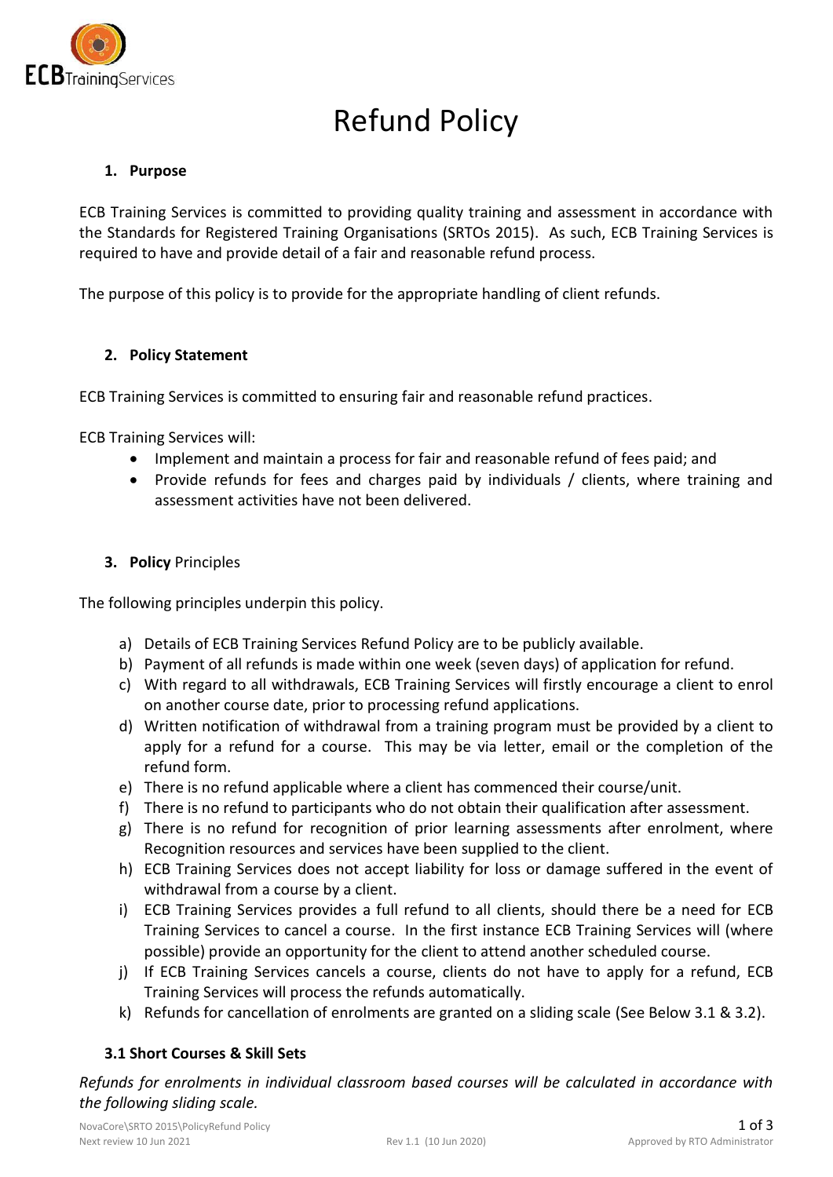# Refund Policy

## 1. Purpose

ECB Training Services is committed to providing quality training and assessment in accordance with the Standards for Registered Training Organisations (SRTOs 2015). As such, ECB Training Services is required to have and provide detail of a fair and reasonable refund process.

The purpose of this policy is to provide for the appropriate handling of client refunds.

## 2. Policy Statement

ECB Training Services is committed to ensuring fair and reasonable refund practices.

ECB Training Services will:

- Implement and maintain a process for fair and reasonable refund of fees paid; and
- Provide refunds for fees and charges paid by individuals / clients, where training and assessment activities have not been delivered.

## 3. **Policy** Principles

The following principles underpin this policy.

a) Details of ECB Training Services Refund Policy are to be publicly available.
b) Payment of all refunds is made within one week (seven days) of application for refund.
c) With regard to all withdrawals, ECB Training Services will firstly encourage a client to enrol on another course date, prior to processing refund applications.
d) Written notification of withdrawal from a training program must be provided by a client to apply for a refund for a course. This may be via letter, email or the completion of the refund form.
e) There is no refund applicable where a client has commenced their course/unit.
f) There is no refund to participants who do not obtain their qualification after assessment.
g) There is no refund for recognition of prior learning assessments after enrolment, where Recognition resources and services have been supplied to the client.
h) ECB Training Services does not accept liability for loss or damage suffered in the event of withdrawal from a course by a client.
i) ECB Training Services provides a full refund to all clients, should there be a need for ECB Training Services to cancel a course. In the first instance ECB Training Services will (where possible) provide an opportunity for the client to attend another scheduled course.
j) If ECB Training Services cancels a course, clients do not have to apply for a refund, ECB Training Services will process the refunds automatically.
k) Refunds for cancellation of enrolments are granted on a sliding scale (See Below 3.1 & 3.2).

### 3.1 Short Courses & Skill Sets

*Refunds for enrolments in individual classroom based courses will be calculated in accordance with the following sliding scale.*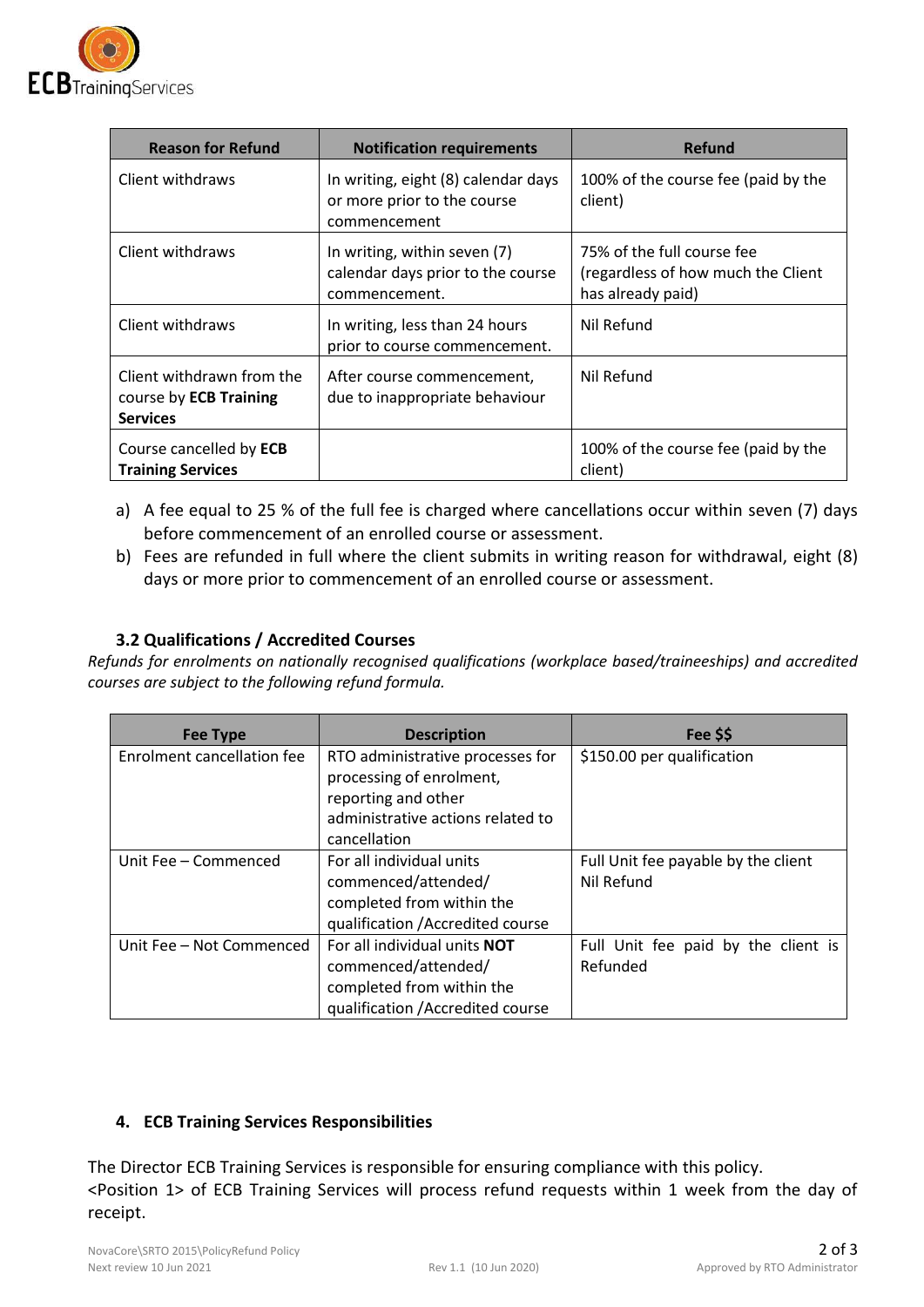| Reason for Refund | Notification requirements | Refund |
| --- | --- | --- |
| Client withdraws | In writing, eight (8) calendar days or more prior to the course commencement | 100% of the course fee (paid by the client) |
| Client withdraws | In writing, within seven (7) calendar days prior to the course commencement. | 75% of the full course fee (regardless of how much the Client has already paid) |
| Client withdraws | In writing, less than 24 hours prior to course commencement. | Nil Refund |
| Client withdrawn from the course by **ECB Training Services** | After course commencement, due to inappropriate behaviour | Nil Refund |
| Course cancelled by **ECB Training Services** | | 100% of the course fee (paid by the client) |

a) A fee equal to 25 % of the full fee is charged where cancellations occur within seven (7) days before commencement of an enrolled course or assessment.

b) Fees are refunded in full where the client submits in writing reason for withdrawal, eight (8) days or more prior to commencement of an enrolled course or assessment.

### 3.2 Qualifications / Accredited Courses

*Refunds for enrolments on nationally recognised qualifications (workplace based/traineeships) and accredited courses are subject to the following refund formula.*

| Fee Type | Description | Fee $$ |
| --- | --- | --- |
| Enrolment cancellation fee | RTO administrative processes for processing of enrolment, reporting and other administrative actions related to cancellation | $150.00 per qualification |
| Unit Fee – Commenced | For all individual units commenced/attended/ completed from within the qualification /Accredited course | Full Unit fee payable by the client Nil Refund |
| Unit Fee – Not Commenced | For all individual units **NOT** commenced/attended/ completed from within the qualification /Accredited course | Full Unit fee paid by the client is Refunded |

## 4. ECB Training Services Responsibilities

The Director ECB Training Services is responsible for ensuring compliance with this policy.
<Position 1> of ECB Training Services will process refund requests within 1 week from the day of receipt.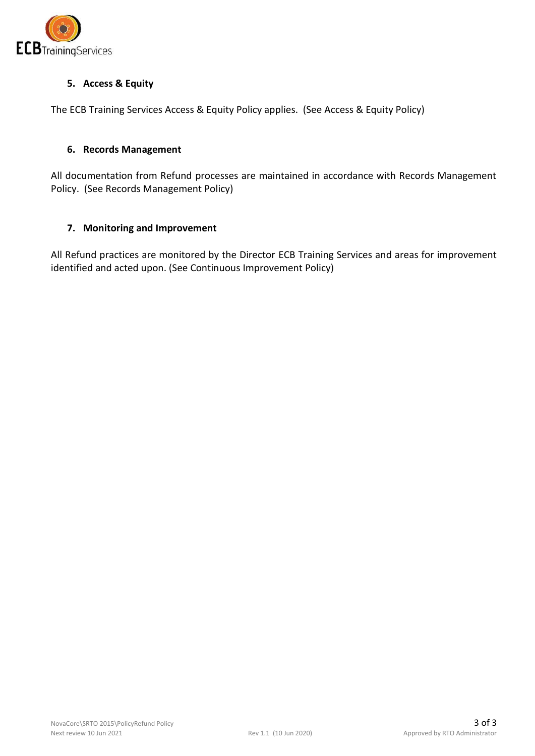## 5. Access & Equity

The ECB Training Services Access & Equity Policy applies. (See Access & Equity Policy)

## 6. Records Management

All documentation from Refund processes are maintained in accordance with Records Management Policy. (See Records Management Policy)

## 7. Monitoring and Improvement

All Refund practices are monitored by the Director ECB Training Services and areas for improvement identified and acted upon. (See Continuous Improvement Policy)